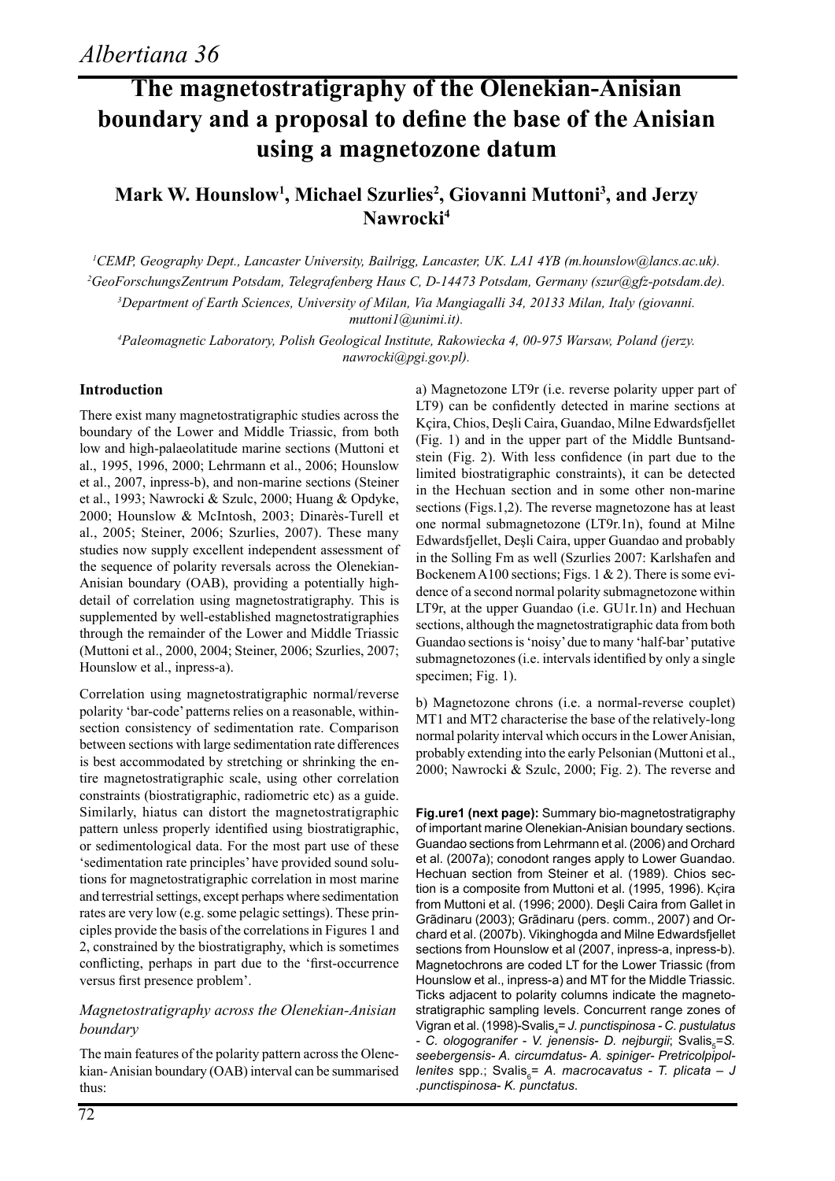# The magnetostratigraphy of the Olenekian-Anisian boundary and a proposal to define the base of the Anisian using a magnetozone datum

## Mark W. Hounslow[1], Michael Szurlies[2], Giovanni Muttoni[3], and Jerzy Nawrocki[4]

[1]CEMP, Geography Dept., Lancaster University, Bailrigg, Lancaster, UK. LA1 4YB (m.hounslow@lancs.ac.uk).

[2]GeoForschungsZentrum Potsdam, Telegrafenberg Haus C, D-14473 Potsdam, Germany (szur@gfz-potsdam.de).

[3]Department of Earth Sciences, University of Milan, Via Mangiagalli 34, 20133 Milan, Italy (giovanni.muttoni1@unimi.it).

[4]Paleomagnetic Laboratory, Polish Geological Institute, Rakowiecka 4, 00-975 Warsaw, Poland (jerzy.nawrocki@pgi.gov.pl).

### Introduction

There exist many magnetostratigraphic studies across the boundary of the Lower and Middle Triassic, from both low and high-palaeolatitude marine sections (Muttoni et al., 1995, 1996, 2000; Lehrmann et al., 2006; Hounslow et al., 2007, inpress-b), and non-marine sections (Steiner et al., 1993; Nawrocki & Szulc, 2000; Huang & Opdyke, 2000; Hounslow & McIntosh, 2003; Dinarès-Turell et al., 2005; Steiner, 2006; Szurlies, 2007). These many studies now supply excellent independent assessment of the sequence of polarity reversals across the Olenekian-Anisian boundary (OAB), providing a potentially high-detail of correlation using magnetostratigraphy. This is supplemented by well-established magnetostratigraphies through the remainder of the Lower and Middle Triassic (Muttoni et al., 2000, 2004; Steiner, 2006; Szurlies, 2007; Hounslow et al., inpress-a).

Correlation using magnetostratigraphic normal/reverse polarity 'bar-code' patterns relies on a reasonable, within-section consistency of sedimentation rate. Comparison between sections with large sedimentation rate differences is best accommodated by stretching or shrinking the entire magnetostratigraphic scale, using other correlation constraints (biostratigraphic, radiometric etc) as a guide. Similarly, hiatus can distort the magnetostratigraphic pattern unless properly identified using biostratigraphic, or sedimentological data. For the most part use of these 'sedimentation rate principles' have provided sound solutions for magnetostratigraphic correlation in most marine and terrestrial settings, except perhaps where sedimentation rates are very low (e.g. some pelagic settings). These principles provide the basis of the correlations in Figures 1 and 2, constrained by the biostratigraphy, which is sometimes conflicting, perhaps in part due to the 'first-occurrence versus first presence problem'.

### *Magnetostratigraphy across the Olenekian-Anisian boundary*

The main features of the polarity pattern across the Olenekian- Anisian boundary (OAB) interval can be summarised thus:

a) Magnetozone LT9r (i.e. reverse polarity upper part of LT9) can be confidently detected in marine sections at Kçira, Chios, Deşli Caira, Guandao, Milne Edwardsfjellet (Fig. 1) and in the upper part of the Middle Buntsandstein (Fig. 2). With less confidence (in part due to the limited biostratigraphic constraints), it can be detected in the Hechuan section and in some other non-marine sections (Figs.1,2). The reverse magnetozone has at least one normal submagnetozone (LT9r.1n), found at Milne Edwardsfjellet, Deşli Caira, upper Guandao and probably in the Solling Fm as well (Szurlies 2007: Karlshafen and Bockenem A100 sections; Figs. 1 & 2). There is some evidence of a second normal polarity submagnetozone within LT9r, at the upper Guandao (i.e. GU1r.1n) and Hechuan sections, although the magnetostratigraphic data from both Guandao sections is 'noisy' due to many 'half-bar' putative submagnetozones (i.e. intervals identified by only a single specimen; Fig. 1).

b) Magnetozone chrons (i.e. a normal-reverse couplet) MT1 and MT2 characterise the base of the relatively-long normal polarity interval which occurs in the Lower Anisian, probably extending into the early Pelsonian (Muttoni et al., 2000; Nawrocki & Szulc, 2000; Fig. 2). The reverse and

**Fig.ure1 (next page):** Summary bio-magnetostratigraphy of important marine Olenekian-Anisian boundary sections. Guandao sections from Lehrmann et al. (2006) and Orchard et al. (2007a); conodont ranges apply to Lower Guandao. Hechuan section from Steiner et al. (1989). Chios section is a composite from Muttoni et al. (1995, 1996). Kçira from Muttoni et al. (1996; 2000). Deşli Caira from Gallet in Grădinaru (2003); Grădinaru (pers. comm., 2007) and Orchard et al. (2007b). Vikinghogda and Milne Edwardsfjellet sections from Hounslow et al (2007, inpress-a, inpress-b). Magnetochrons are coded LT for the Lower Triassic (from Hounslow et al., inpress-a) and MT for the Middle Triassic. Ticks adjacent to polarity columns indicate the magnetostratigraphic sampling levels. Concurrent range zones of Vigran et al. (1998)-Svalis$_4$= *J. punctispinosa - C. pustulatus - C. ologogranifer - V. jenensis- D. nejburgii*; Svalis$_5$=*S. seebergensis- A. circumdatus- A. spiniger- Pretricolpipollenites* spp.; Svalis$_6$= *A. macrocavatus - T. plicata – J .punctispinosa- K. punctatus*.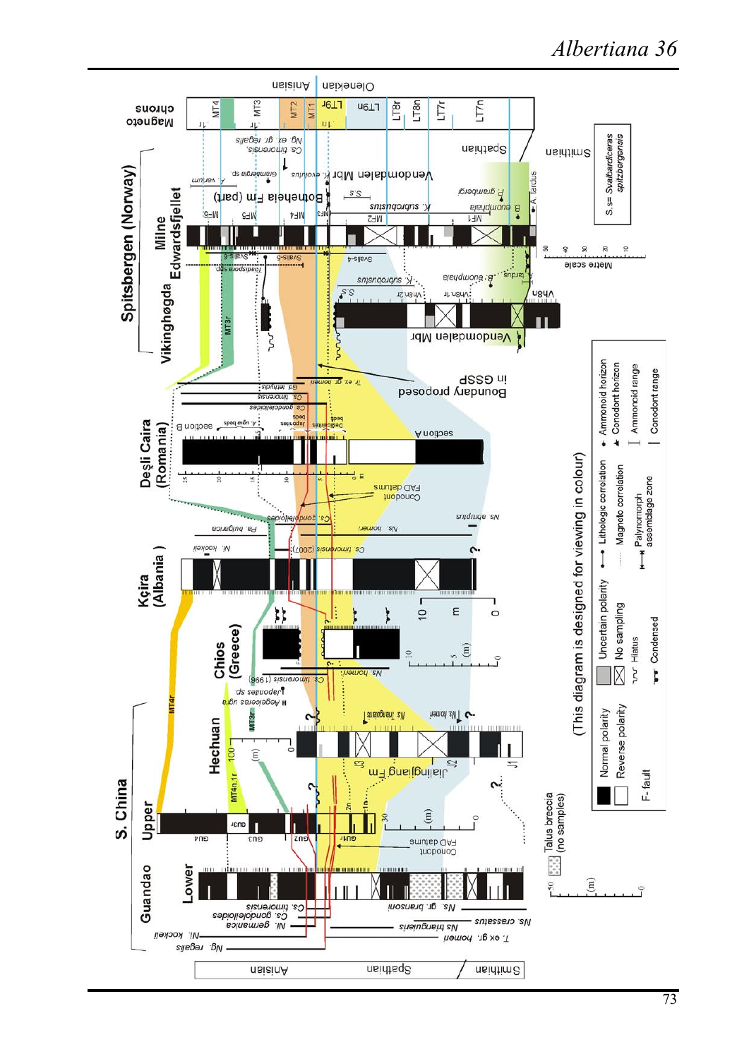S. China

Guandao

Lower

Upper

Hechuan

Chios (Greece)

Kçira (Albania)

Deşli Caira (Romania)

Spitsbergen (Norway)

Vikinghøgda

Milne Edwardsfjellet

Magneto chrons

Smithian

Spathian

Anisian

Olenekian

Jialingjiang Fm

Vendomdalen Mbr

Botneheia Fm (part)

Boundary proposed in GSSP

Conodont FAD datums

section A

section B

Talus breccia (no samples)

Metre scale

S.s= *Svalbardiceras spitzbergensis*

(This diagram is designed for viewing in colour)

| | | | |
|---|---|---|---|
| Normal polarity | Uncertain polarity | Lithologic correlation | Ammonoid horizon |
| Reverse polarity | No sampling | Magneto correlation | Conodont horizon |
| F- fault | Hiatus | Palynomorph assemblage zone | Ammonoid range |
| | Condensed | | Conodont range |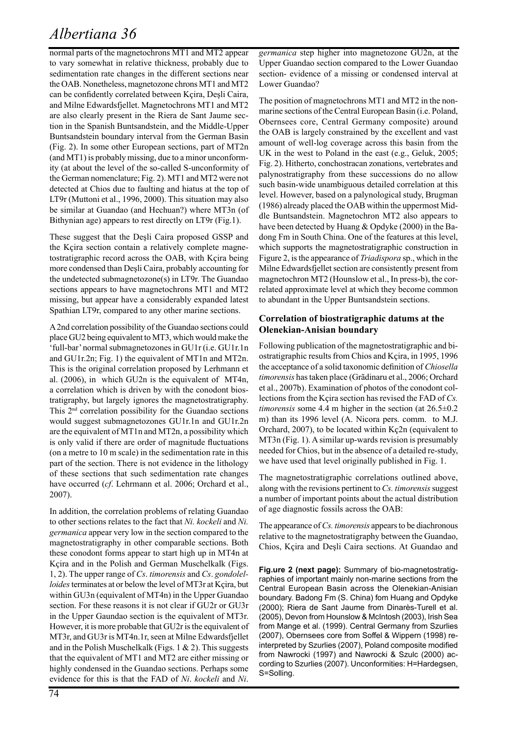normal parts of the magnetochrons MT1 and MT2 appear to vary somewhat in relative thickness, probably due to sedimentation rate changes in the different sections near the OAB. Nonetheless, magnetozone chrons MT1 and MT2 can be confidently correlated between Kçira, Deşli Caira, and Milne Edwardsfjellet. Magnetochrons MT1 and MT2 are also clearly present in the Riera de Sant Jaume section in the Spanish Buntsandstein, and the Middle-Upper Buntsandstein boundary interval from the German Basin (Fig. 2). In some other European sections, part of MT2n (and MT1) is probably missing, due to a minor unconformity (at about the level of the so-called S-unconformity of the German nomenclature; Fig. 2). MT1 and MT2 were not detected at Chios due to faulting and hiatus at the top of LT9r (Muttoni et al., 1996, 2000). This situation may also be similar at Guandao (and Hechuan?) where MT3n (of Bithynian age) appears to rest directly on LT9r (Fig.1).

These suggest that the Deşli Caira proposed GSSP and the Kçira section contain a relatively complete magnetostratigraphic record across the OAB, with Kçira being more condensed than Deşli Caira, probably accounting for the undetected submagnetozone(s) in LT9r. The Guandao sections appears to have magnetochrons MT1 and MT2 missing, but appear have a considerably expanded latest Spathian LT9r, compared to any other marine sections.

A 2nd correlation possibility of the Guandao sections could place GU2 being equivalent to MT3, which would make the 'full-bar' normal submagnetozones in GU1r (i.e. GU1r.1n and GU1r.2n; Fig. 1) the equivalent of MT1n and MT2n. This is the original correlation proposed by Lerhmann et al. (2006), in which GU2n is the equivalent of MT4n, a correlation which is driven by with the conodont biostratigraphy, but largely ignores the magnetostratigraphy. This 2nd correlation possibility for the Guandao sections would suggest submagnetozones GU1r.1n and GU1r.2n are the equivalent of MT1n and MT2n, a possibility which is only valid if there are order of magnitude fluctuations (on a metre to 10 m scale) in the sedimentation rate in this part of the section. There is not evidence in the lithology of these sections that such sedimentation rate changes have occurred (*cf*. Lehrmann et al. 2006; Orchard et al., 2007).

In addition, the correlation problems of relating Guandao to other sections relates to the fact that *Ni. kockeli* and *Ni. germanica* appear very low in the section compared to the magnetostratigraphy in other comparable sections. Both these conodont forms appear to start high up in MT4n at Kçira and in the Polish and German Muschelkalk (Figs. 1, 2). The upper range of *Cs*. *timorensis* and *Cs*. *gondolelloides* terminates at or below the level of MT3r at Kçira, but within GU3n (equivalent of MT4n) in the Upper Guandao section. For these reasons it is not clear if GU2r or GU3r in the Upper Gaundao section is the equivalent of MT3r. However, it is more probable that GU2r is the equivalent of MT3r, and GU3r is MT4n.1r, seen at Milne Edwardsfjellet and in the Polish Muschelkalk (Figs. 1 & 2). This suggests that the equivalent of MT1 and MT2 are either missing or highly condensed in the Guandao sections. Perhaps some evidence for this is that the FAD of *Ni*. *kockeli* and *Ni*. *germanica* step higher into magnetozone GU2n, at the Upper Guandao section compared to the Lower Guandao section- evidence of a missing or condensed interval at Lower Guandao?

The position of magnetochrons MT1 and MT2 in the nonmarine sections of the Central European Basin (i.e. Poland, Obernsees core, Central Germany composite) around the OAB is largely constrained by the excellent and vast amount of well-log coverage across this basin from the UK in the west to Poland in the east (e.g., Geluk, 2005; Fig. 2). Hitherto, conchostracan zonations, vertebrates and palynostratigraphy from these successions do no allow such basin-wide unambiguous detailed correlation at this level. However, based on a palynological study, Brugman (1986) already placed the OAB within the uppermost Middle Buntsandstein. Magnetochron MT2 also appears to have been detected by Huang & Opdyke (2000) in the Badong Fm in South China. One of the features at this level, which supports the magnetostratigraphic construction in Figure 2, is the appearance of *Triadispora* sp., which in the Milne Edwardsfjellet section are consistently present from magnetochron MT2 (Hounslow et al., In press-b), the correlated approximate level at which they become common to abundant in the Upper Buntsandstein sections.

### Correlation of biostratigraphic datums at the Olenekian-Anisian boundary

Following publication of the magnetostratigraphic and biostratigraphic results from Chios and Kçira, in 1995, 1996 the acceptance of a solid taxonomic definition of *Chiosella timorensis* has taken place (Grădinaru et al., 2006; Orchard et al., 2007b). Examination of photos of the conodont collections from the Kçira section has revised the FAD of *Cs. timorensis* some 4.4 m higher in the section (at 26.5±0.2 m) than its 1996 level (A. Nicora pers. comm. to M.J. Orchard, 2007), to be located within Kç2n (equivalent to MT3n (Fig. 1). A similar up-wards revision is presumably needed for Chios, but in the absence of a detailed re-study, we have used that level originally published in Fig. 1.

The magnetostratigraphic correlations outlined above, along with the revisions pertinent to *Cs. timorensis* suggest a number of important points about the actual distribution of age diagnostic fossils across the OAB:

The appearance of *Cs. timorensis* appears to be diachronous relative to the magnetostratigraphy between the Guandao, Chios, Kçira and Deşli Caira sections. At Guandao and

**Fig.ure 2 (next page):** Summary of bio-magnetostratigraphies of important mainly non-marine sections from the Central European Basin across the Olenekian-Anisian boundary. Badong Fm (S. China) fom Huang and Opdyke (2000); Riera de Sant Jaume from Dinarès-Turell et al. (2005), Devon from Hounslow & McIntosh (2003), Irish Sea from Mange et al. (1999). Central Germany from Szurlies (2007), Obernsees core from Soffel & Wippern (1998) reinterpreted by Szurlies (2007), Poland composite modified from Nawrocki (1997) and Nawrocki & Szulc (2000) according to Szurlies (2007). Unconformities: H=Hardegsen, S=Solling.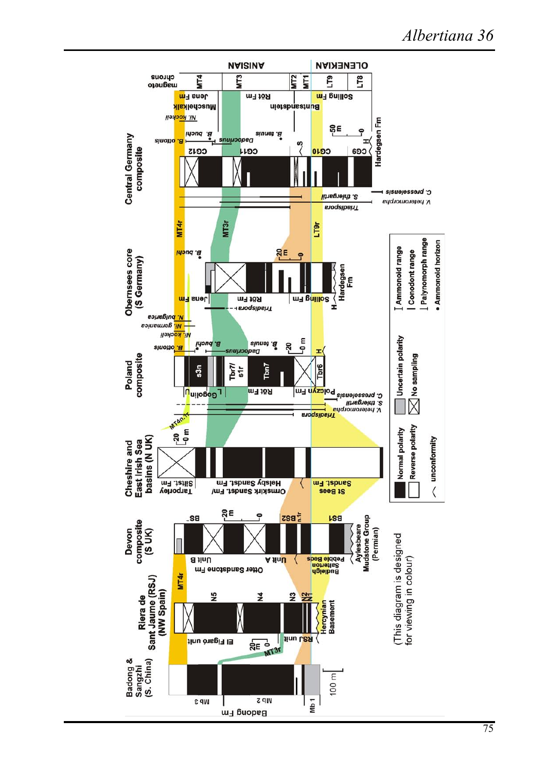OLENEKIAN | ANISIAN

magneto chrons: LT8, LT9, MT1, MT2, MT3, MT4

**Central Germany composite**

Hardegsen Fm, Solling Fm, Buntsandstein, Röt Fm, Muschelkalk, Jena Fm

CG9, CG10, CG11, CG12

H, S

*Nl. kockeli*, *B. ottonis*, *B. buchi*, *Dadocrinus*, *B. tenuis*

*Tradispora*, *S. thiergartii*, *V. heteromorpha*, *C. pressalensis*

LT9r, MT3r, MT4r

**Obernsees core (S Germany)**

Hardegsen Fm, Solling Fm, Röt Fm, Jena Fm, H

*B. buchi*, *Tradispora*, *N. bulgarica*, *Nl. germanica*, *Nl. kockeli*

**Poland composite**

Polczyn Fm, Röt Fm, Gogolin, L, H

Tbr6, Tbn7, Tbr7/s1r, s3n

*B. ottonis*, *B. buchi*, *Dadocrinus*, *B. tenuis*

*C. pressalensis*, *S. thiergartii*, *V. heteromorpha*, *Tradispora*

MT4n.1r

**Cheshire and East Irish Sea basins (N UK)**

St Bees Sandst. Fm, Ormskirk Sandst. Fm/ Helsby Sandst. Fm, Tarporley Siltst. Fm

**Devon composite (S UK)**

Aylesbeare Mudstone Group (Permian), Budleigh Salterton Pebble Beds, Otter Sandstone Fm, Unit A, Unit B

BS1, BS2, BS2n.1r, BS-

**Riera de Sant Jaume (RSJ) (NW Spain)**

Hercynian Basement, RSJ unit, El Figaró unit

N1, N2, N3, N4, N5

MT3r, MT4r

**Badong & Sangzhi (S. China)**

Badong Fm, Mb 1, Mb 2, Mb 3

100 m

Normal polarity | Reverse polarity | Uncertain polarity | No sampling | unconformity

Ammonoid range | Conodont range | Palynomorph range | Ammonoid horizon

(This diagram is designed for viewing in colour)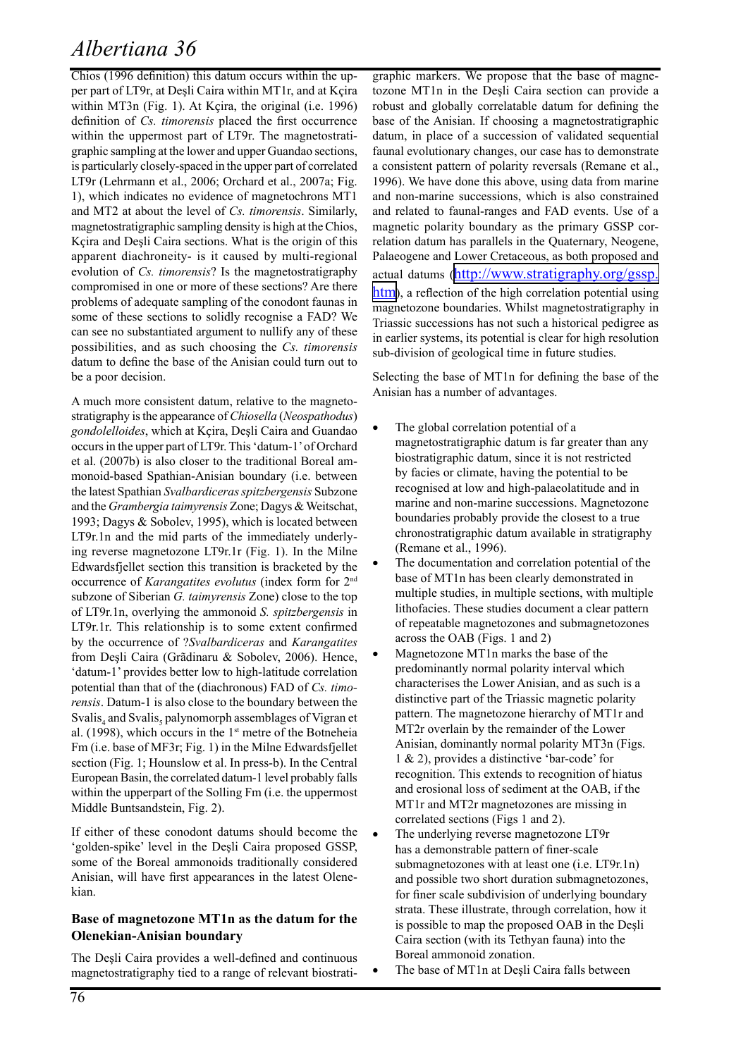Chios (1996 definition) this datum occurs within the upper part of LT9r, at Deşli Caira within MT1r, and at Kçira within MT3n (Fig. 1). At Kçira, the original (i.e. 1996) definition of *Cs. timorensis* placed the first occurrence within the uppermost part of LT9r. The magnetostratigraphic sampling at the lower and upper Guandao sections, is particularly closely-spaced in the upper part of correlated LT9r (Lehrmann et al., 2006; Orchard et al., 2007a; Fig. 1), which indicates no evidence of magnetochrons MT1 and MT2 at about the level of *Cs. timorensis*. Similarly, magnetostratigraphic sampling density is high at the Chios, Kçira and Deşli Caira sections. What is the origin of this apparent diachroneity- is it caused by multi-regional evolution of *Cs. timorensis*? Is the magnetostratigraphy compromised in one or more of these sections? Are there problems of adequate sampling of the conodont faunas in some of these sections to solidly recognise a FAD? We can see no substantiated argument to nullify any of these possibilities, and as such choosing the *Cs. timorensis* datum to define the base of the Anisian could turn out to be a poor decision.

A much more consistent datum, relative to the magnetostratigraphy is the appearance of *Chiosella* (*Neospathodus*) *gondolelloides*, which at Kçira, Deşli Caira and Guandao occurs in the upper part of LT9r. This 'datum-1' of Orchard et al. (2007b) is also closer to the traditional Boreal ammonoid-based Spathian-Anisian boundary (i.e. between the latest Spathian *Svalbardiceras spitzbergensis* Subzone and the *Grambergia taimyrensis* Zone; Dagys & Weitschat, 1993; Dagys & Sobolev, 1995), which is located between LT9r.1n and the mid parts of the immediately underlying reverse magnetozone LT9r.1r (Fig. 1). In the Milne Edwardsfjellet section this transition is bracketed by the occurrence of *Karangatites evolutus* (index form for 2[nd] subzone of Siberian *G. taimyrensis* Zone) close to the top of LT9r.1n, overlying the ammonoid *S. spitzbergensis* in LT9r.1r. This relationship is to some extent confirmed by the occurrence of ?*Svalbardiceras* and *Karangatites* from Deşli Caira (Grădinaru & Sobolev, 2006). Hence, 'datum-1' provides better low to high-latitude correlation potential than that of the (diachronous) FAD of *Cs. timorensis*. Datum-1 is also close to the boundary between the Svalis$_4$ and Svalis$_5$ palynomorph assemblages of Vigran et al. (1998), which occurs in the 1[st] metre of the Botneheia Fm (i.e. base of MF3r; Fig. 1) in the Milne Edwardsfjellet section (Fig. 1; Hounslow et al. In press-b). In the Central European Basin, the correlated datum-1 level probably falls within the upperpart of the Solling Fm (i.e. the uppermost Middle Buntsandstein, Fig. 2).

If either of these conodont datums should become the 'golden-spike' level in the Deşli Caira proposed GSSP, some of the Boreal ammonoids traditionally considered Anisian, will have first appearances in the latest Olenekian.

## Base of magnetozone MT1n as the datum for the Olenekian-Anisian boundary

The Deşli Caira provides a well-defined and continuous magnetostratigraphy tied to a range of relevant biostratigraphic markers. We propose that the base of magnetozone MT1n in the Deşli Caira section can provide a robust and globally correlatable datum for defining the base of the Anisian. If choosing a magnetostratigraphic datum, in place of a succession of validated sequential faunal evolutionary changes, our case has to demonstrate a consistent pattern of polarity reversals (Remane et al., 1996). We have done this above, using data from marine and non-marine successions, which is also constrained and related to faunal-ranges and FAD events. Use of a magnetic polarity boundary as the primary GSSP correlation datum has parallels in the Quaternary, Neogene, Palaeogene and Lower Cretaceous, as both proposed and actual datums (http://www.stratigraphy.org/gssp.htm), a reflection of the high correlation potential using magnetozone boundaries. Whilst magnetostratigraphy in Triassic successions has not such a historical pedigree as in earlier systems, its potential is clear for high resolution sub-division of geological time in future studies.

Selecting the base of MT1n for defining the base of the Anisian has a number of advantages.

- The global correlation potential of a magnetostratigraphic datum is far greater than any biostratigraphic datum, since it is not restricted by facies or climate, having the potential to be recognised at low and high-palaeolatitude and in marine and non-marine successions. Magnetozone boundaries probably provide the closest to a true chronostratigraphic datum available in stratigraphy (Remane et al., 1996).
- The documentation and correlation potential of the base of MT1n has been clearly demonstrated in multiple studies, in multiple sections, with multiple lithofacies. These studies document a clear pattern of repeatable magnetozones and submagnetozones across the OAB (Figs. 1 and 2)
- Magnetozone MT1n marks the base of the predominantly normal polarity interval which characterises the Lower Anisian, and as such is a distinctive part of the Triassic magnetic polarity pattern. The magnetozone hierarchy of MT1r and MT2r overlain by the remainder of the Lower Anisian, dominantly normal polarity MT3n (Figs. 1 & 2), provides a distinctive 'bar-code' for recognition. This extends to recognition of hiatus and erosional loss of sediment at the OAB, if the MT1r and MT2r magnetozones are missing in correlated sections (Figs 1 and 2).
- The underlying reverse magnetozone LT9r has a demonstrable pattern of finer-scale submagnetozones with at least one (i.e. LT9r.1n) and possible two short duration submagnetozones, for finer scale subdivision of underlying boundary strata. These illustrate, through correlation, how it is possible to map the proposed OAB in the Deşli Caira section (with its Tethyan fauna) into the Boreal ammonoid zonation.
- The base of MT1n at Deşli Caira falls between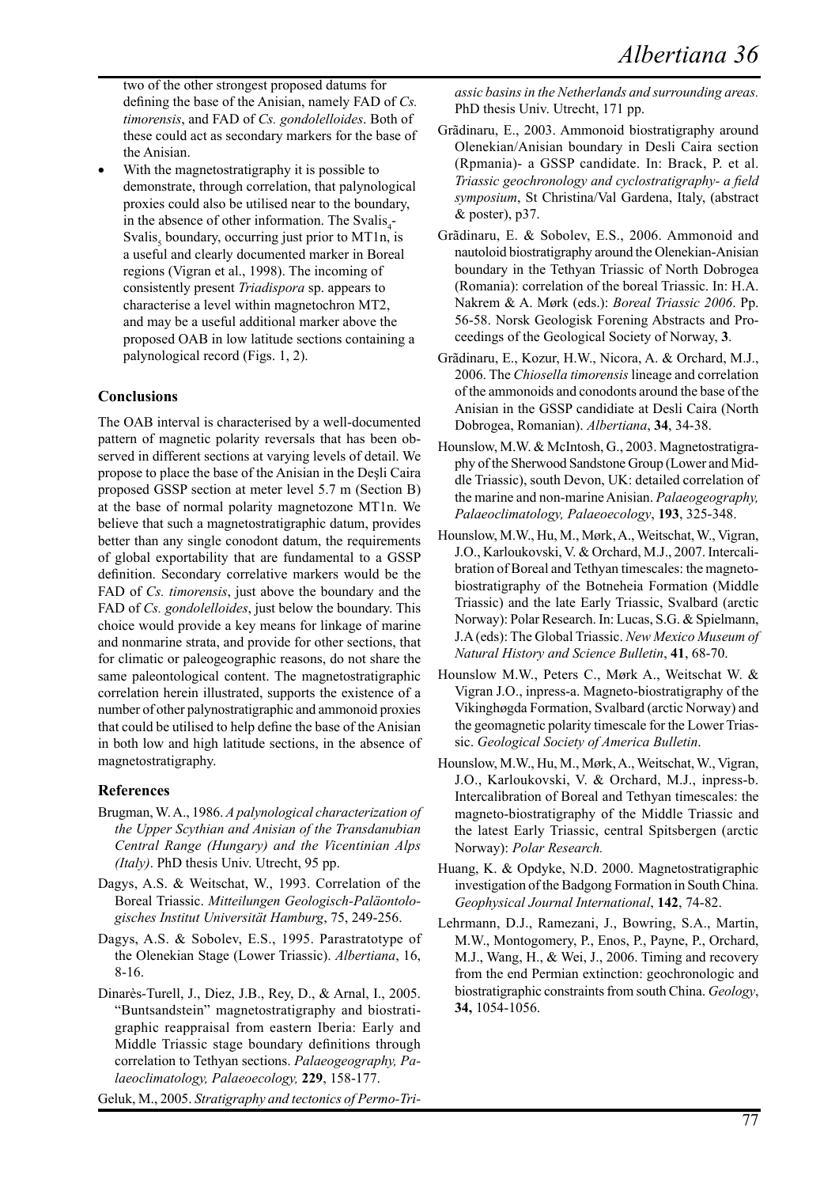two of the other strongest proposed datums for defining the base of the Anisian, namely FAD of *Cs. timorensis*, and FAD of *Cs. gondolelloides*. Both of these could act as secondary markers for the base of the Anisian.

- With the magnetostratigraphy it is possible to demonstrate, through correlation, that palynological proxies could also be utilised near to the boundary, in the absence of other information. The $Svalis_4$-$Svalis_5$ boundary, occurring just prior to MT1n, is a useful and clearly documented marker in Boreal regions (Vigran et al., 1998). The incoming of consistently present *Triadispora* sp. appears to characterise a level within magnetochron MT2, and may be a useful additional marker above the proposed OAB in low latitude sections containing a palynological record (Figs. 1, 2).

## Conclusions

The OAB interval is characterised by a well-documented pattern of magnetic polarity reversals that has been observed in different sections at varying levels of detail. We propose to place the base of the Anisian in the Deşli Caira proposed GSSP section at meter level 5.7 m (Section B) at the base of normal polarity magnetozone MT1n. We believe that such a magnetostratigraphic datum, provides better than any single conodont datum, the requirements of global exportability that are fundamental to a GSSP definition. Secondary correlative markers would be the FAD of *Cs. timorensis*, just above the boundary and the FAD of *Cs. gondolelloides*, just below the boundary. This choice would provide a key means for linkage of marine and nonmarine strata, and provide for other sections, that for climatic or paleogeographic reasons, do not share the same paleontological content. The magnetostratigraphic correlation herein illustrated, supports the existence of a number of other palynostratigraphic and ammonoid proxies that could be utilised to help define the base of the Anisian in both low and high latitude sections, in the absence of magnetostratigraphy.

## References

Brugman, W. A., 1986. *A palynological characterization of the Upper Scythian and Anisian of the Transdanubian Central Range (Hungary) and the Vicentinian Alps (Italy)*. PhD thesis Univ. Utrecht, 95 pp.

Dagys, A.S. & Weitschat, W., 1993. Correlation of the Boreal Triassic. *Mitteilungen Geologisch-Paläontologisches Institut Universität Hamburg*, 75, 249-256.

Dagys, A.S. & Sobolev, E.S., 1995. Parastratotype of the Olenekian Stage (Lower Triassic). *Albertiana*, 16, 8-16.

Dinarès-Turell, J., Diez, J.B., Rey, D., & Arnal, I., 2005. "Buntsandstein" magnetostratigraphy and biostratigraphic reappraisal from eastern Iberia: Early and Middle Triassic stage boundary definitions through correlation to Tethyan sections. *Palaeogeography, Palaeoclimatology, Palaeoecology,* **229**, 158-177.

Geluk, M., 2005. *Stratigraphy and tectonics of Permo-Triassic basins in the Netherlands and surrounding areas.* PhD thesis Univ. Utrecht, 171 pp.

Grădinaru, E., 2003. Ammonoid biostratigraphy around Olenekian/Anisian boundary in Desli Caira section (Rpmania)- a GSSP candidate. In: Brack, P. et al. *Triassic geochronology and cyclostratigraphy- a field symposium*, St Christina/Val Gardena, Italy, (abstract & poster), p37.

Grădinaru, E. & Sobolev, E.S., 2006. Ammonoid and nautoloid biostratigraphy around the Olenekian-Anisian boundary in the Tethyan Triassic of North Dobrogea (Romania): correlation of the boreal Triassic. In: H.A. Nakrem & A. Mørk (eds.): *Boreal Triassic 2006*. Pp. 56-58. Norsk Geologisk Forening Abstracts and Proceedings of the Geological Society of Norway, **3**.

Grădinaru, E., Kozur, H.W., Nicora, A. & Orchard, M.J., 2006. The *Chiosella timorensis* lineage and correlation of the ammonoids and conodonts around the base of the Anisian in the GSSP candidiate at Desli Caira (North Dobrogea, Romanian). *Albertiana*, **34**, 34-38.

Hounslow, M.W. & McIntosh, G., 2003. Magnetostratigraphy of the Sherwood Sandstone Group (Lower and Middle Triassic), south Devon, UK: detailed correlation of the marine and non-marine Anisian. *Palaeogeography, Palaeoclimatology, Palaeoecology*, **193**, 325-348.

Hounslow, M.W., Hu, M., Mørk, A., Weitschat, W., Vigran, J.O., Karloukovski, V. & Orchard, M.J., 2007. Intercalibration of Boreal and Tethyan timescales: the magneto-biostratigraphy of the Botneheia Formation (Middle Triassic) and the late Early Triassic, Svalbard (arctic Norway): Polar Research. In: Lucas, S.G. & Spielmann, J.A (eds): The Global Triassic. *New Mexico Museum of Natural History and Science Bulletin*, **41**, 68-70.

Hounslow M.W., Peters C., Mørk A., Weitschat W. & Vigran J.O., inpress-a. Magneto-biostratigraphy of the Vikinghøgda Formation, Svalbard (arctic Norway) and the geomagnetic polarity timescale for the Lower Triassic. *Geological Society of America Bulletin*.

Hounslow, M.W., Hu, M., Mørk, A., Weitschat, W., Vigran, J.O., Karloukovski, V. & Orchard, M.J., inpress-b. Intercalibration of Boreal and Tethyan timescales: the magneto-biostratigraphy of the Middle Triassic and the latest Early Triassic, central Spitsbergen (arctic Norway): *Polar Research.*

Huang, K. & Opdyke, N.D. 2000. Magnetostratigraphic investigation of the Badgong Formation in South China. *Geophysical Journal International*, **142**, 74-82.

Lehrmann, D.J., Ramezani, J., Bowring, S.A., Martin, M.W., Montogomery, P., Enos, P., Payne, P., Orchard, M.J., Wang, H., & Wei, J., 2006. Timing and recovery from the end Permian extinction: geochronologic and biostratigraphic constraints from south China. *Geology*, **34,** 1054-1056.